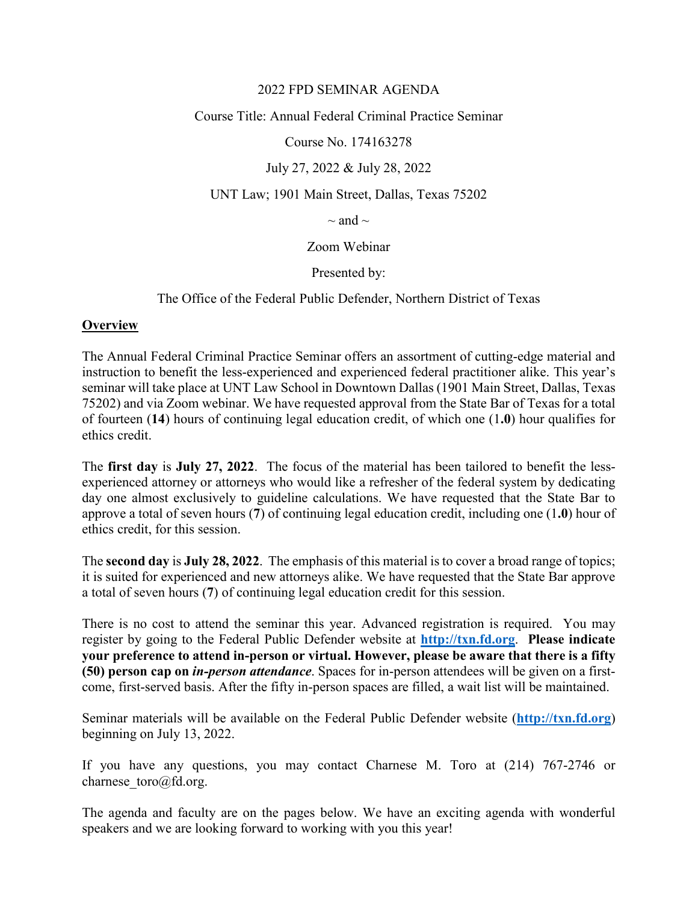2022 FPD SEMINAR AGENDA

Course Title: Annual Federal Criminal Practice Seminar

Course No. 174163278

July 27, 2022 & July 28, 2022

UNT Law; 1901 Main Street, Dallas, Texas 75202

~ and ~

Zoom Webinar

Presented by:

The Office of the Federal Public Defender, Northern District of Texas

## Overview

The Annual Federal Criminal Practice Seminar offers an assortment of cutting-edge material and instruction to benefit the less-experienced and experienced federal practitioner alike. This year's seminar will take place at UNT Law School in Downtown Dallas (1901 Main Street, Dallas, Texas 75202) and via Zoom webinar. We have requested approval from the State Bar of Texas for a total of fourteen (**14**) hours of continuing legal education credit, of which one (1**.0**) hour qualifies for ethics credit.

The **first day** is **July 27, 2022**. The focus of the material has been tailored to benefit the less-experienced attorney or attorneys who would like a refresher of the federal system by dedicating day one almost exclusively to guideline calculations. We have requested that the State Bar to approve a total of seven hours (**7**) of continuing legal education credit, including one (1**.0**) hour of ethics credit, for this session.

The **second day** is **July 28, 2022**. The emphasis of this material is to cover a broad range of topics; it is suited for experienced and new attorneys alike. We have requested that the State Bar approve a total of seven hours (**7**) of continuing legal education credit for this session.

There is no cost to attend the seminar this year. Advanced registration is required. You may register by going to the Federal Public Defender website at **http://txn.fd.org**. **Please indicate your preference to attend in-person or virtual. However, please be aware that there is a fifty (50) person cap on *in-person attendance*.** Spaces for in-person attendees will be given on a first-come, first-served basis. After the fifty in-person spaces are filled, a wait list will be maintained.

Seminar materials will be available on the Federal Public Defender website (**http://txn.fd.org**) beginning on July 13, 2022.

If you have any questions, you may contact Charnese M. Toro at (214) 767-2746 or charnese_toro@fd.org.

The agenda and faculty are on the pages below. We have an exciting agenda with wonderful speakers and we are looking forward to working with you this year!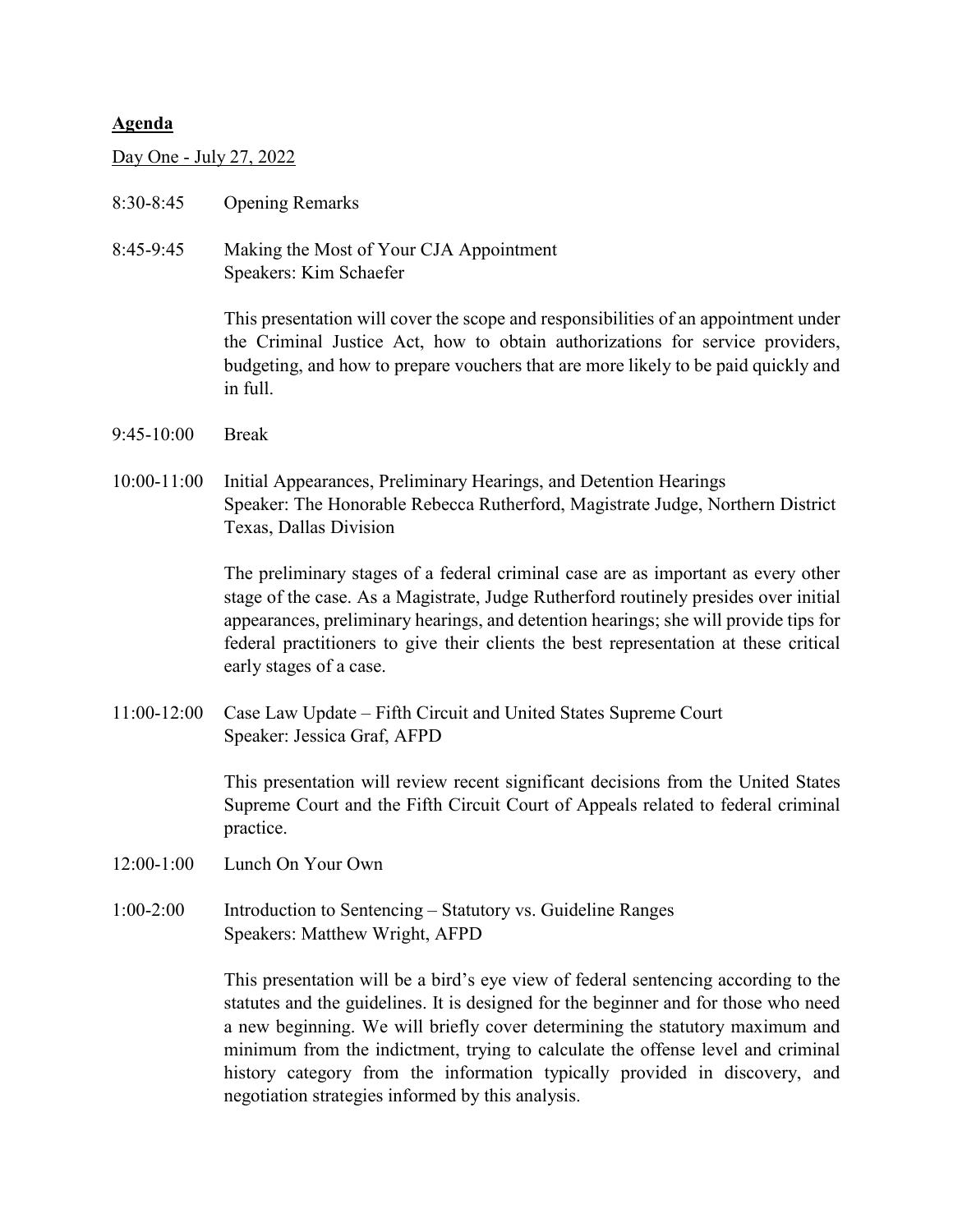**<u>Agenda</u>**

<u>Day One - July 27, 2022</u>

8:30-8:45 Opening Remarks

8:45-9:45 Making the Most of Your CJA Appointment
Speakers: Kim Schaefer

This presentation will cover the scope and responsibilities of an appointment under the Criminal Justice Act, how to obtain authorizations for service providers, budgeting, and how to prepare vouchers that are more likely to be paid quickly and in full.

9:45-10:00 Break

10:00-11:00 Initial Appearances, Preliminary Hearings, and Detention Hearings
Speaker: The Honorable Rebecca Rutherford, Magistrate Judge, Northern District Texas, Dallas Division

The preliminary stages of a federal criminal case are as important as every other stage of the case. As a Magistrate, Judge Rutherford routinely presides over initial appearances, preliminary hearings, and detention hearings; she will provide tips for federal practitioners to give their clients the best representation at these critical early stages of a case.

11:00-12:00 Case Law Update – Fifth Circuit and United States Supreme Court
Speaker: Jessica Graf, AFPD

This presentation will review recent significant decisions from the United States Supreme Court and the Fifth Circuit Court of Appeals related to federal criminal practice.

12:00-1:00 Lunch On Your Own

1:00-2:00 Introduction to Sentencing – Statutory vs. Guideline Ranges
Speakers: Matthew Wright, AFPD

This presentation will be a bird's eye view of federal sentencing according to the statutes and the guidelines. It is designed for the beginner and for those who need a new beginning. We will briefly cover determining the statutory maximum and minimum from the indictment, trying to calculate the offense level and criminal history category from the information typically provided in discovery, and negotiation strategies informed by this analysis.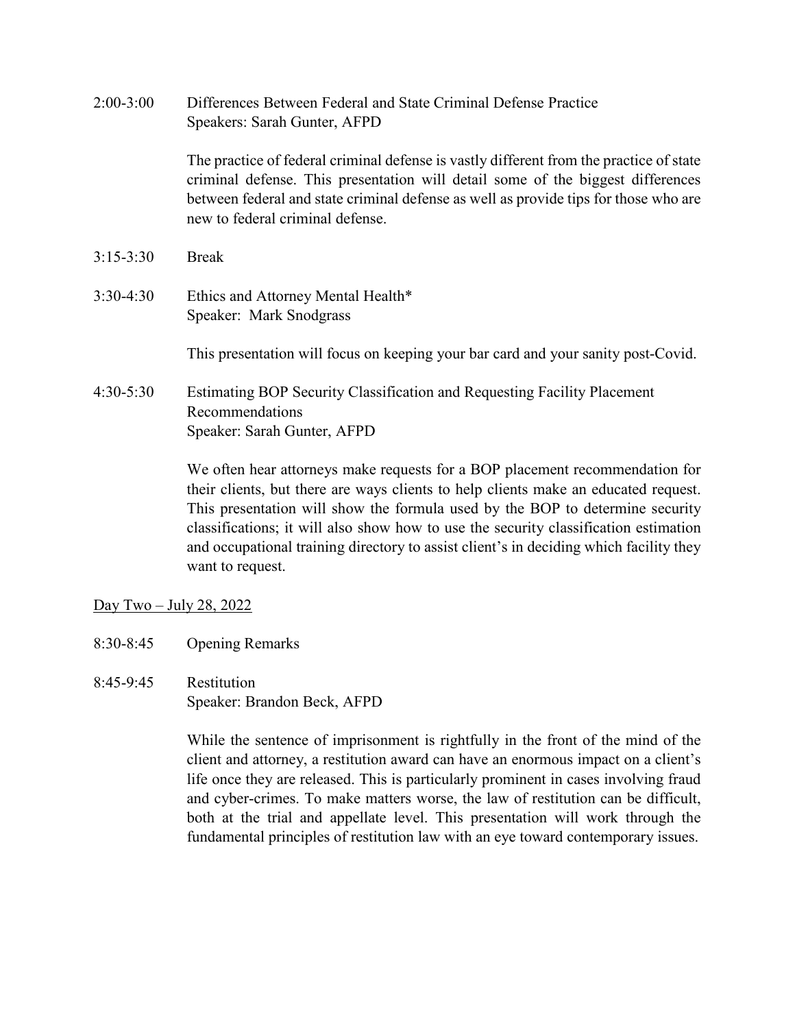2:00-3:00 Differences Between Federal and State Criminal Defense Practice
Speakers: Sarah Gunter, AFPD

The practice of federal criminal defense is vastly different from the practice of state criminal defense. This presentation will detail some of the biggest differences between federal and state criminal defense as well as provide tips for those who are new to federal criminal defense.

3:15-3:30 Break

3:30-4:30 Ethics and Attorney Mental Health*
Speaker: Mark Snodgrass

This presentation will focus on keeping your bar card and your sanity post-Covid.

4:30-5:30 Estimating BOP Security Classification and Requesting Facility Placement Recommendations
Speaker: Sarah Gunter, AFPD

We often hear attorneys make requests for a BOP placement recommendation for their clients, but there are ways clients to help clients make an educated request. This presentation will show the formula used by the BOP to determine security classifications; it will also show how to use the security classification estimation and occupational training directory to assist client's in deciding which facility they want to request.

<u>Day Two – July 28, 2022</u>

8:30-8:45 Opening Remarks

8:45-9:45 Restitution
Speaker: Brandon Beck, AFPD

While the sentence of imprisonment is rightfully in the front of the mind of the client and attorney, a restitution award can have an enormous impact on a client's life once they are released. This is particularly prominent in cases involving fraud and cyber-crimes. To make matters worse, the law of restitution can be difficult, both at the trial and appellate level. This presentation will work through the fundamental principles of restitution law with an eye toward contemporary issues.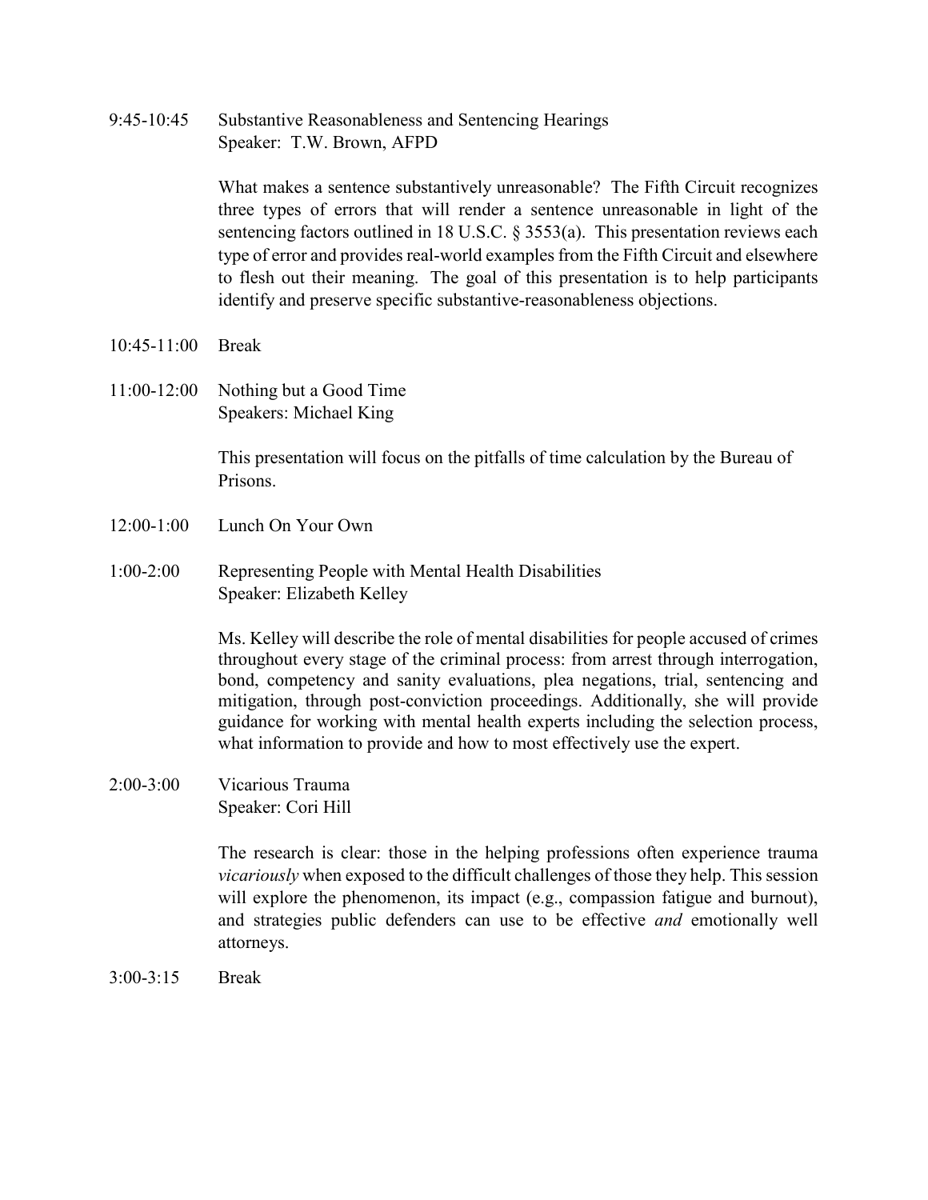9:45-10:45 Substantive Reasonableness and Sentencing Hearings
Speaker: T.W. Brown, AFPD

What makes a sentence substantively unreasonable? The Fifth Circuit recognizes three types of errors that will render a sentence unreasonable in light of the sentencing factors outlined in 18 U.S.C. § 3553(a). This presentation reviews each type of error and provides real-world examples from the Fifth Circuit and elsewhere to flesh out their meaning. The goal of this presentation is to help participants identify and preserve specific substantive-reasonableness objections.

10:45-11:00 Break

11:00-12:00 Nothing but a Good Time
Speakers: Michael King

This presentation will focus on the pitfalls of time calculation by the Bureau of Prisons.

12:00-1:00 Lunch On Your Own

1:00-2:00 Representing People with Mental Health Disabilities
Speaker: Elizabeth Kelley

Ms. Kelley will describe the role of mental disabilities for people accused of crimes throughout every stage of the criminal process: from arrest through interrogation, bond, competency and sanity evaluations, plea negations, trial, sentencing and mitigation, through post-conviction proceedings. Additionally, she will provide guidance for working with mental health experts including the selection process, what information to provide and how to most effectively use the expert.

2:00-3:00 Vicarious Trauma
Speaker: Cori Hill

The research is clear: those in the helping professions often experience trauma *vicariously* when exposed to the difficult challenges of those they help. This session will explore the phenomenon, its impact (e.g., compassion fatigue and burnout), and strategies public defenders can use to be effective *and* emotionally well attorneys.

3:00-3:15 Break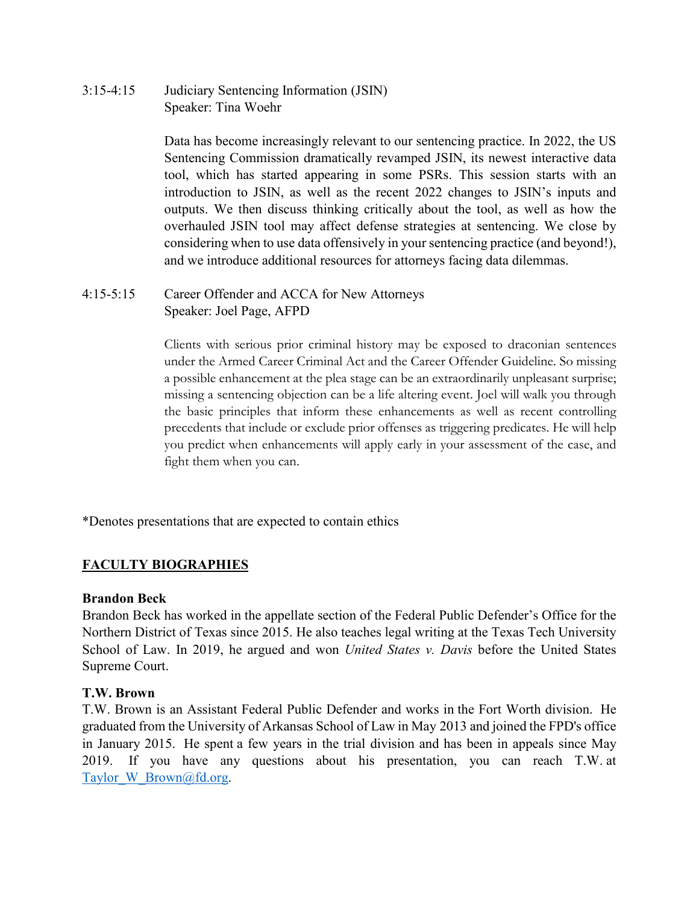3:15-4:15 Judiciary Sentencing Information (JSIN)
Speaker: Tina Woehr

Data has become increasingly relevant to our sentencing practice. In 2022, the US Sentencing Commission dramatically revamped JSIN, its newest interactive data tool, which has started appearing in some PSRs. This session starts with an introduction to JSIN, as well as the recent 2022 changes to JSIN's inputs and outputs. We then discuss thinking critically about the tool, as well as how the overhauled JSIN tool may affect defense strategies at sentencing. We close by considering when to use data offensively in your sentencing practice (and beyond!), and we introduce additional resources for attorneys facing data dilemmas.

4:15-5:15 Career Offender and ACCA for New Attorneys
Speaker: Joel Page, AFPD

Clients with serious prior criminal history may be exposed to draconian sentences under the Armed Career Criminal Act and the Career Offender Guideline. So missing a possible enhancement at the plea stage can be an extraordinarily unpleasant surprise; missing a sentencing objection can be a life altering event. Joel will walk you through the basic principles that inform these enhancements as well as recent controlling precedents that include or exclude prior offenses as triggering predicates. He will help you predict when enhancements will apply early in your assessment of the case, and fight them when you can.

*Denotes presentations that are expected to contain ethics

## FACULTY BIOGRAPHIES

**Brandon Beck**
Brandon Beck has worked in the appellate section of the Federal Public Defender's Office for the Northern District of Texas since 2015. He also teaches legal writing at the Texas Tech University School of Law. In 2019, he argued and won *United States v. Davis* before the United States Supreme Court.

**T.W. Brown**
T.W. Brown is an Assistant Federal Public Defender and works in the Fort Worth division. He graduated from the University of Arkansas School of Law in May 2013 and joined the FPD's office in January 2015. He spent a few years in the trial division and has been in appeals since May 2019. If you have any questions about his presentation, you can reach T.W. at Taylor_W_Brown@fd.org.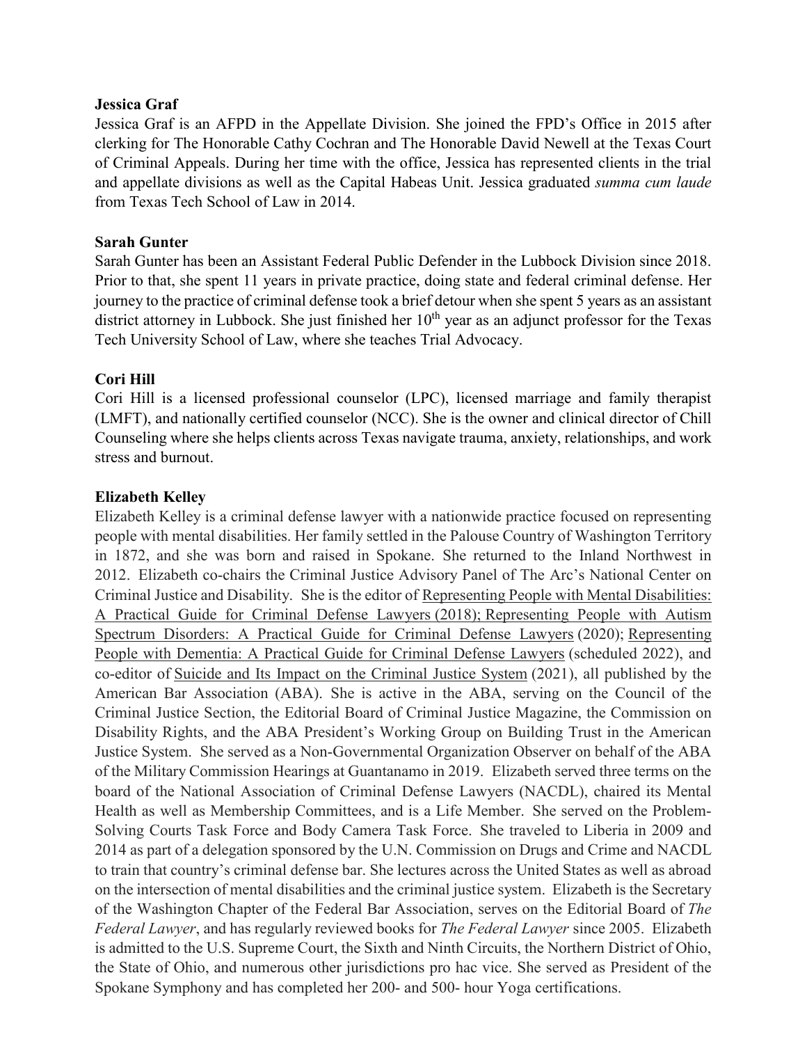**Jessica Graf**

Jessica Graf is an AFPD in the Appellate Division. She joined the FPD's Office in 2015 after clerking for The Honorable Cathy Cochran and The Honorable David Newell at the Texas Court of Criminal Appeals. During her time with the office, Jessica has represented clients in the trial and appellate divisions as well as the Capital Habeas Unit. Jessica graduated *summa cum laude* from Texas Tech School of Law in 2014.

**Sarah Gunter**

Sarah Gunter has been an Assistant Federal Public Defender in the Lubbock Division since 2018. Prior to that, she spent 11 years in private practice, doing state and federal criminal defense. Her journey to the practice of criminal defense took a brief detour when she spent 5 years as an assistant district attorney in Lubbock. She just finished her 10th year as an adjunct professor for the Texas Tech University School of Law, where she teaches Trial Advocacy.

**Cori Hill**

Cori Hill is a licensed professional counselor (LPC), licensed marriage and family therapist (LMFT), and nationally certified counselor (NCC). She is the owner and clinical director of Chill Counseling where she helps clients across Texas navigate trauma, anxiety, relationships, and work stress and burnout.

**Elizabeth Kelley**

Elizabeth Kelley is a criminal defense lawyer with a nationwide practice focused on representing people with mental disabilities. Her family settled in the Palouse Country of Washington Territory in 1872, and she was born and raised in Spokane. She returned to the Inland Northwest in 2012. Elizabeth co-chairs the Criminal Justice Advisory Panel of The Arc's National Center on Criminal Justice and Disability. She is the editor of Representing People with Mental Disabilities: A Practical Guide for Criminal Defense Lawyers (2018); Representing People with Autism Spectrum Disorders: A Practical Guide for Criminal Defense Lawyers (2020); Representing People with Dementia: A Practical Guide for Criminal Defense Lawyers (scheduled 2022), and co-editor of Suicide and Its Impact on the Criminal Justice System (2021), all published by the American Bar Association (ABA). She is active in the ABA, serving on the Council of the Criminal Justice Section, the Editorial Board of Criminal Justice Magazine, the Commission on Disability Rights, and the ABA President's Working Group on Building Trust in the American Justice System. She served as a Non-Governmental Organization Observer on behalf of the ABA of the Military Commission Hearings at Guantanamo in 2019. Elizabeth served three terms on the board of the National Association of Criminal Defense Lawyers (NACDL), chaired its Mental Health as well as Membership Committees, and is a Life Member. She served on the Problem-Solving Courts Task Force and Body Camera Task Force. She traveled to Liberia in 2009 and 2014 as part of a delegation sponsored by the U.N. Commission on Drugs and Crime and NACDL to train that country's criminal defense bar. She lectures across the United States as well as abroad on the intersection of mental disabilities and the criminal justice system. Elizabeth is the Secretary of the Washington Chapter of the Federal Bar Association, serves on the Editorial Board of *The Federal Lawyer*, and has regularly reviewed books for *The Federal Lawyer* since 2005. Elizabeth is admitted to the U.S. Supreme Court, the Sixth and Ninth Circuits, the Northern District of Ohio, the State of Ohio, and numerous other jurisdictions pro hac vice. She served as President of the Spokane Symphony and has completed her 200- and 500- hour Yoga certifications.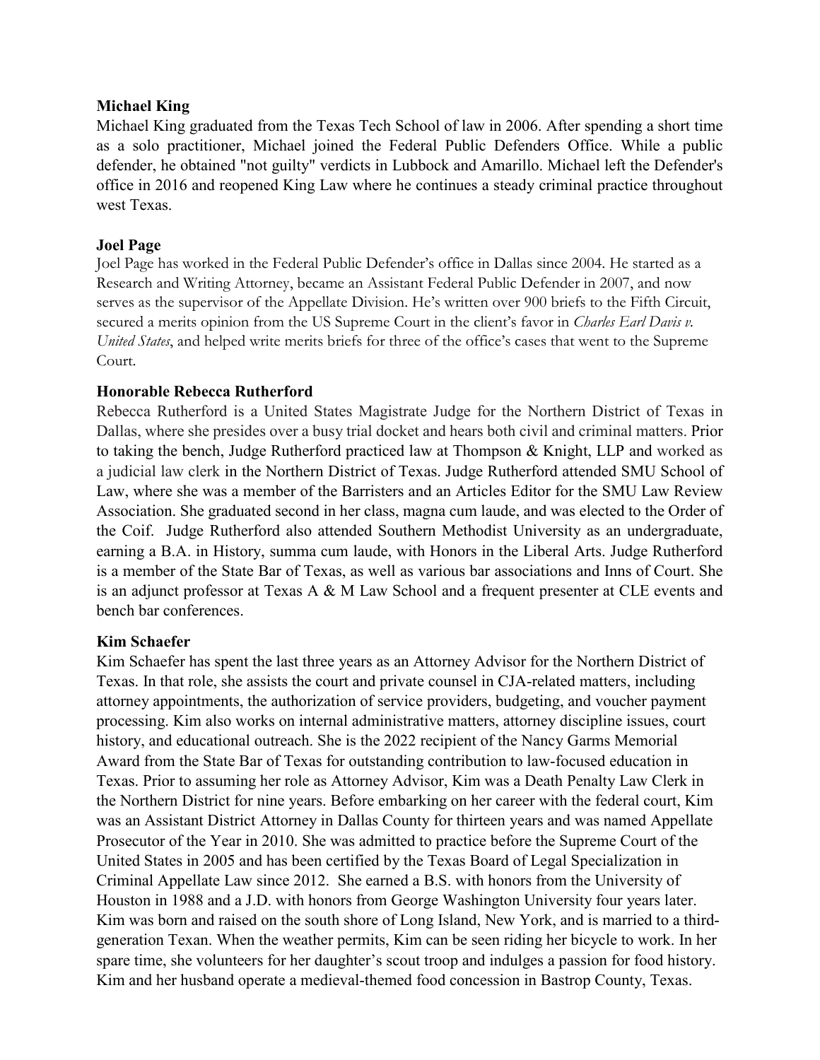**Michael King**

Michael King graduated from the Texas Tech School of law in 2006. After spending a short time as a solo practitioner, Michael joined the Federal Public Defenders Office. While a public defender, he obtained "not guilty" verdicts in Lubbock and Amarillo. Michael left the Defender's office in 2016 and reopened King Law where he continues a steady criminal practice throughout west Texas.

**Joel Page**

Joel Page has worked in the Federal Public Defender's office in Dallas since 2004. He started as a Research and Writing Attorney, became an Assistant Federal Public Defender in 2007, and now serves as the supervisor of the Appellate Division. He's written over 900 briefs to the Fifth Circuit, secured a merits opinion from the US Supreme Court in the client's favor in *Charles Earl Davis v. United States*, and helped write merits briefs for three of the office's cases that went to the Supreme Court.

**Honorable Rebecca Rutherford**

Rebecca Rutherford is a United States Magistrate Judge for the Northern District of Texas in Dallas, where she presides over a busy trial docket and hears both civil and criminal matters. Prior to taking the bench, Judge Rutherford practiced law at Thompson & Knight, LLP and worked as a judicial law clerk in the Northern District of Texas. Judge Rutherford attended SMU School of Law, where she was a member of the Barristers and an Articles Editor for the SMU Law Review Association. She graduated second in her class, magna cum laude, and was elected to the Order of the Coif. Judge Rutherford also attended Southern Methodist University as an undergraduate, earning a B.A. in History, summa cum laude, with Honors in the Liberal Arts. Judge Rutherford is a member of the State Bar of Texas, as well as various bar associations and Inns of Court. She is an adjunct professor at Texas A & M Law School and a frequent presenter at CLE events and bench bar conferences.

**Kim Schaefer**

Kim Schaefer has spent the last three years as an Attorney Advisor for the Northern District of Texas. In that role, she assists the court and private counsel in CJA-related matters, including attorney appointments, the authorization of service providers, budgeting, and voucher payment processing. Kim also works on internal administrative matters, attorney discipline issues, court history, and educational outreach. She is the 2022 recipient of the Nancy Garms Memorial Award from the State Bar of Texas for outstanding contribution to law-focused education in Texas. Prior to assuming her role as Attorney Advisor, Kim was a Death Penalty Law Clerk in the Northern District for nine years. Before embarking on her career with the federal court, Kim was an Assistant District Attorney in Dallas County for thirteen years and was named Appellate Prosecutor of the Year in 2010. She was admitted to practice before the Supreme Court of the United States in 2005 and has been certified by the Texas Board of Legal Specialization in Criminal Appellate Law since 2012. She earned a B.S. with honors from the University of Houston in 1988 and a J.D. with honors from George Washington University four years later. Kim was born and raised on the south shore of Long Island, New York, and is married to a third-generation Texan. When the weather permits, Kim can be seen riding her bicycle to work. In her spare time, she volunteers for her daughter's scout troop and indulges a passion for food history. Kim and her husband operate a medieval-themed food concession in Bastrop County, Texas.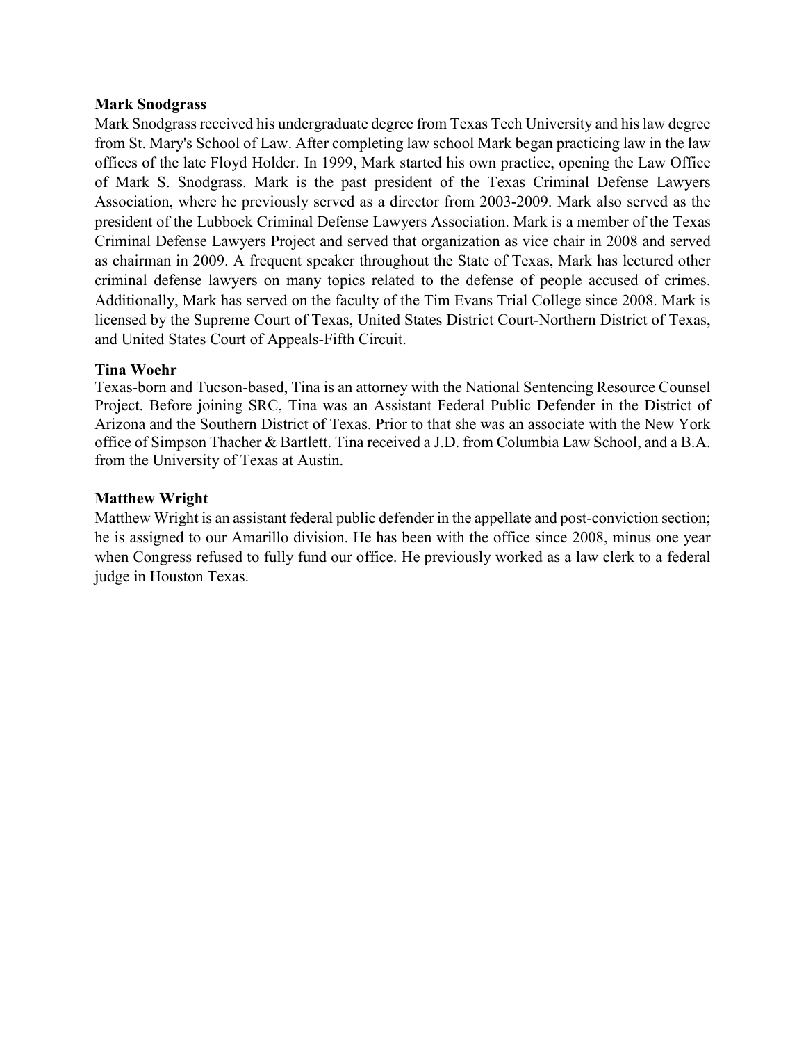**Mark Snodgrass**

Mark Snodgrass received his undergraduate degree from Texas Tech University and his law degree from St. Mary's School of Law. After completing law school Mark began practicing law in the law offices of the late Floyd Holder. In 1999, Mark started his own practice, opening the Law Office of Mark S. Snodgrass. Mark is the past president of the Texas Criminal Defense Lawyers Association, where he previously served as a director from 2003-2009. Mark also served as the president of the Lubbock Criminal Defense Lawyers Association. Mark is a member of the Texas Criminal Defense Lawyers Project and served that organization as vice chair in 2008 and served as chairman in 2009. A frequent speaker throughout the State of Texas, Mark has lectured other criminal defense lawyers on many topics related to the defense of people accused of crimes. Additionally, Mark has served on the faculty of the Tim Evans Trial College since 2008. Mark is licensed by the Supreme Court of Texas, United States District Court-Northern District of Texas, and United States Court of Appeals-Fifth Circuit.

**Tina Woehr**

Texas-born and Tucson-based, Tina is an attorney with the National Sentencing Resource Counsel Project. Before joining SRC, Tina was an Assistant Federal Public Defender in the District of Arizona and the Southern District of Texas. Prior to that she was an associate with the New York office of Simpson Thacher & Bartlett. Tina received a J.D. from Columbia Law School, and a B.A. from the University of Texas at Austin.

**Matthew Wright**

Matthew Wright is an assistant federal public defender in the appellate and post-conviction section; he is assigned to our Amarillo division. He has been with the office since 2008, minus one year when Congress refused to fully fund our office. He previously worked as a law clerk to a federal judge in Houston Texas.